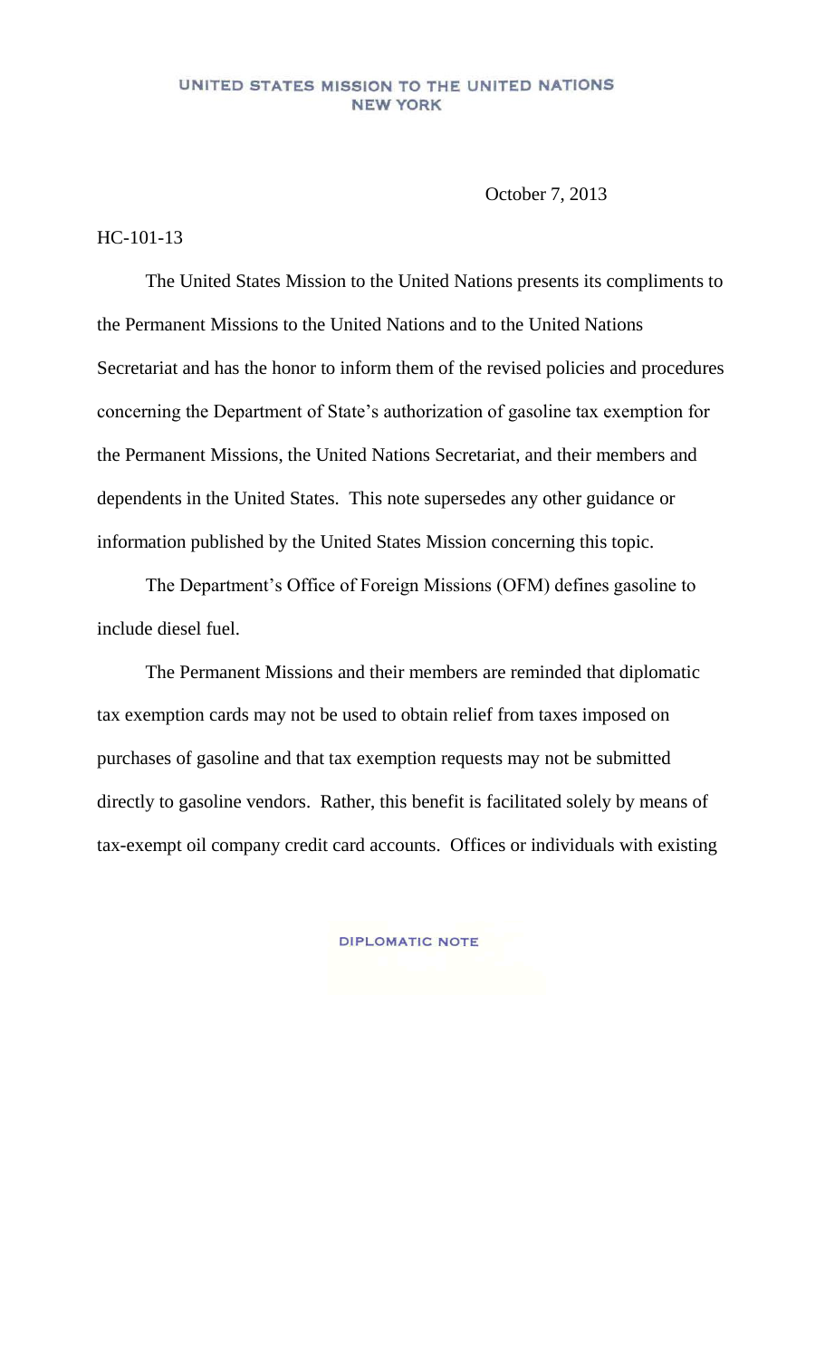**UNITED STATES MISSION TO THE UNITED NATIONS**
**NEW YORK**

October 7, 2013

HC-101-13

The United States Mission to the United Nations presents its compliments to the Permanent Missions to the United Nations and to the United Nations Secretariat and has the honor to inform them of the revised policies and procedures concerning the Department of State's authorization of gasoline tax exemption for the Permanent Missions, the United Nations Secretariat, and their members and dependents in the United States. This note supersedes any other guidance or information published by the United States Mission concerning this topic.

The Department's Office of Foreign Missions (OFM) defines gasoline to include diesel fuel.

The Permanent Missions and their members are reminded that diplomatic tax exemption cards may not be used to obtain relief from taxes imposed on purchases of gasoline and that tax exemption requests may not be submitted directly to gasoline vendors. Rather, this benefit is facilitated solely by means of tax-exempt oil company credit card accounts. Offices or individuals with existing

DIPLOMATIC NOTE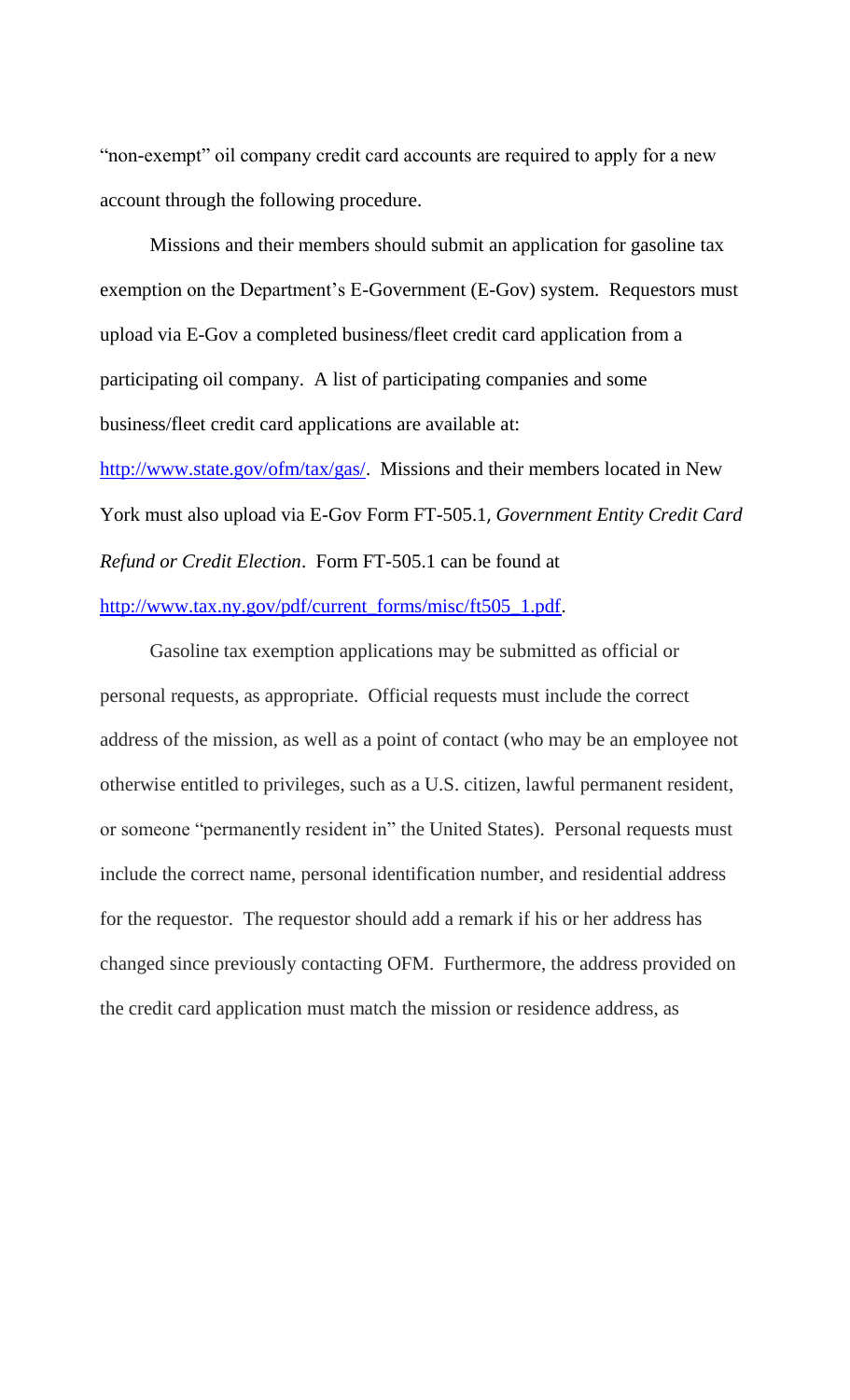"non-exempt" oil company credit card accounts are required to apply for a new account through the following procedure.

Missions and their members should submit an application for gasoline tax exemption on the Department's E-Government (E-Gov) system. Requestors must upload via E-Gov a completed business/fleet credit card application from a participating oil company. A list of participating companies and some business/fleet credit card applications are available at: http://www.state.gov/ofm/tax/gas/. Missions and their members located in New York must also upload via E-Gov Form FT-505.1, *Government Entity Credit Card Refund or Credit Election*. Form FT-505.1 can be found at http://www.tax.ny.gov/pdf/current_forms/misc/ft505_1.pdf.

Gasoline tax exemption applications may be submitted as official or personal requests, as appropriate. Official requests must include the correct address of the mission, as well as a point of contact (who may be an employee not otherwise entitled to privileges, such as a U.S. citizen, lawful permanent resident, or someone "permanently resident in" the United States). Personal requests must include the correct name, personal identification number, and residential address for the requestor. The requestor should add a remark if his or her address has changed since previously contacting OFM. Furthermore, the address provided on the credit card application must match the mission or residence address, as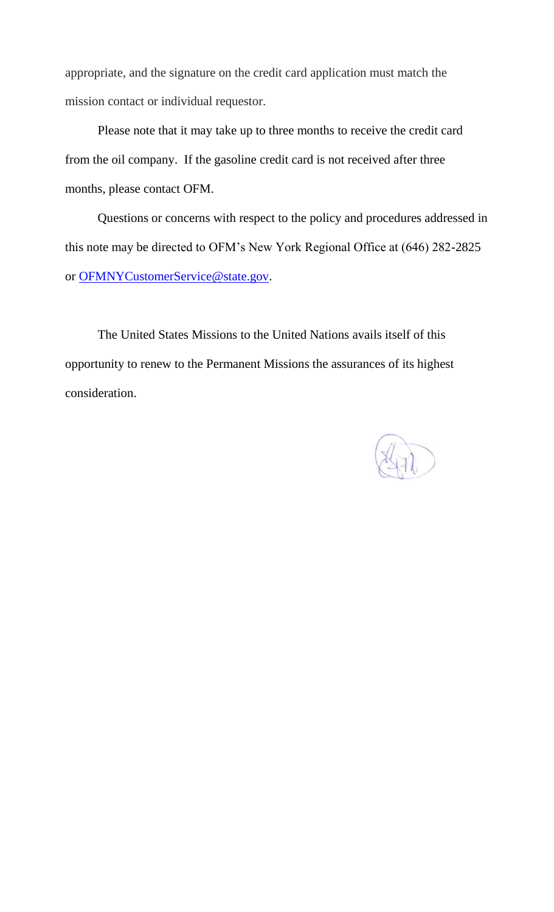appropriate, and the signature on the credit card application must match the mission contact or individual requestor.

Please note that it may take up to three months to receive the credit card from the oil company. If the gasoline credit card is not received after three months, please contact OFM.

Questions or concerns with respect to the policy and procedures addressed in this note may be directed to OFM's New York Regional Office at (646) 282-2825 or [OFMNYCustomerService@state.gov](mailto:OFMNYCustomerService@state.gov).

The United States Missions to the United Nations avails itself of this opportunity to renew to the Permanent Missions the assurances of its highest consideration.